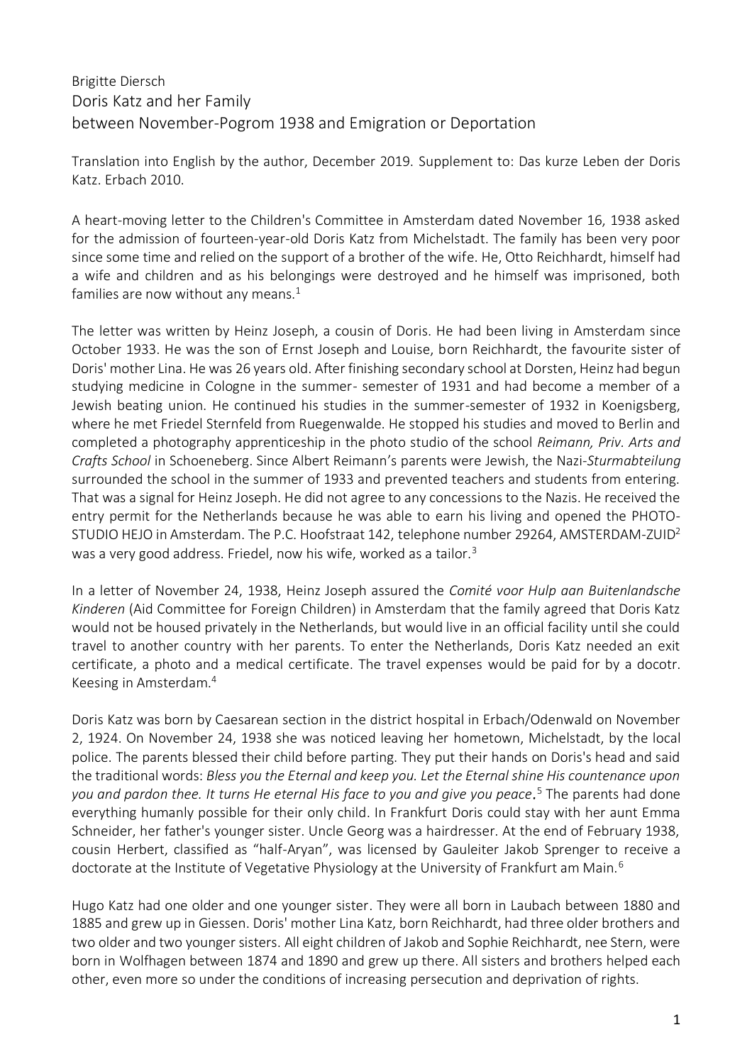Brigitte Diersch

# Doris Katz and her Family
## between November-Pogrom 1938 and Emigration or Deportation

Translation into English by the author, December 2019. Supplement to: Das kurze Leben der Doris Katz. Erbach 2010.

A heart-moving letter to the Children's Committee in Amsterdam dated November 16, 1938 asked for the admission of fourteen-year-old Doris Katz from Michelstadt. The family has been very poor since some time and relied on the support of a brother of the wife. He, Otto Reichhardt, himself had a wife and children and as his belongings were destroyed and he himself was imprisoned, both families are now without any means.[1]

The letter was written by Heinz Joseph, a cousin of Doris. He had been living in Amsterdam since October 1933. He was the son of Ernst Joseph and Louise, born Reichhardt, the favourite sister of Doris' mother Lina. He was 26 years old. After finishing secondary school at Dorsten, Heinz had begun studying medicine in Cologne in the summer- semester of 1931 and had become a member of a Jewish beating union. He continued his studies in the summer-semester of 1932 in Koenigsberg, where he met Friedel Sternfeld from Ruegenwalde. He stopped his studies and moved to Berlin and completed a photography apprenticeship in the photo studio of the school *Reimann, Priv. Arts and Crafts School* in Schoeneberg. Since Albert Reimann's parents were Jewish, the Nazi-*Sturmabteilung* surrounded the school in the summer of 1933 and prevented teachers and students from entering. That was a signal for Heinz Joseph. He did not agree to any concessions to the Nazis. He received the entry permit for the Netherlands because he was able to earn his living and opened the PHOTO-STUDIO HEJO in Amsterdam. The P.C. Hoofstraat 142, telephone number 29264, AMSTERDAM-ZUID[2] was a very good address. Friedel, now his wife, worked as a tailor.[3]

In a letter of November 24, 1938, Heinz Joseph assured the *Comité voor Hulp aan Buitenlandsche Kinderen* (Aid Committee for Foreign Children) in Amsterdam that the family agreed that Doris Katz would not be housed privately in the Netherlands, but would live in an official facility until she could travel to another country with her parents. To enter the Netherlands, Doris Katz needed an exit certificate, a photo and a medical certificate. The travel expenses would be paid for by a docotr. Keesing in Amsterdam.[4]

Doris Katz was born by Caesarean section in the district hospital in Erbach/Odenwald on November 2, 1924. On November 24, 1938 she was noticed leaving her hometown, Michelstadt, by the local police. The parents blessed their child before parting. They put their hands on Doris's head and said the traditional words: *Bless you the Eternal and keep you. Let the Eternal shine His countenance upon you and pardon thee. It turns He eternal His face to you and give you peace*.[5] The parents had done everything humanly possible for their only child. In Frankfurt Doris could stay with her aunt Emma Schneider, her father's younger sister. Uncle Georg was a hairdresser. At the end of February 1938, cousin Herbert, classified as "half-Aryan", was licensed by Gauleiter Jakob Sprenger to receive a doctorate at the Institute of Vegetative Physiology at the University of Frankfurt am Main.[6]

Hugo Katz had one older and one younger sister. They were all born in Laubach between 1880 and 1885 and grew up in Giessen. Doris' mother Lina Katz, born Reichhardt, had three older brothers and two older and two younger sisters. All eight children of Jakob and Sophie Reichhardt, nee Stern, were born in Wolfhagen between 1874 and 1890 and grew up there. All sisters and brothers helped each other, even more so under the conditions of increasing persecution and deprivation of rights.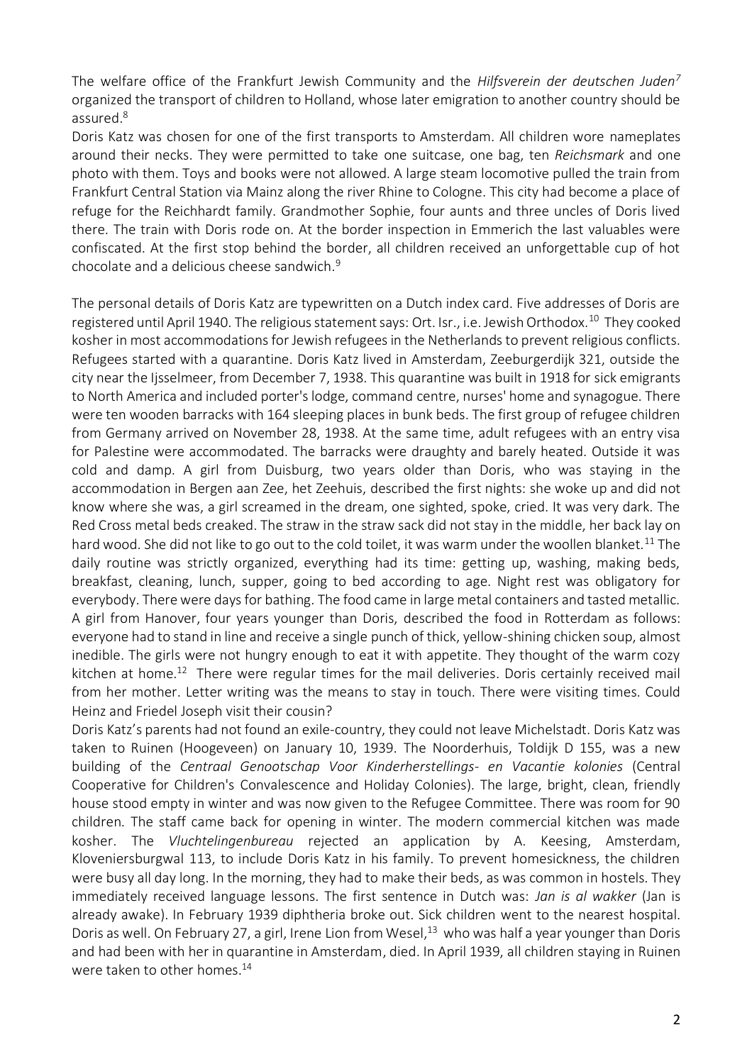The welfare office of the Frankfurt Jewish Community and the *Hilfsverein der deutschen Juden*[7] organized the transport of children to Holland, whose later emigration to another country should be assured.[8]

Doris Katz was chosen for one of the first transports to Amsterdam. All children wore nameplates around their necks. They were permitted to take one suitcase, one bag, ten *Reichsmark* and one photo with them. Toys and books were not allowed. A large steam locomotive pulled the train from Frankfurt Central Station via Mainz along the river Rhine to Cologne. This city had become a place of refuge for the Reichhardt family. Grandmother Sophie, four aunts and three uncles of Doris lived there. The train with Doris rode on. At the border inspection in Emmerich the last valuables were confiscated. At the first stop behind the border, all children received an unforgettable cup of hot chocolate and a delicious cheese sandwich.[9]

The personal details of Doris Katz are typewritten on a Dutch index card. Five addresses of Doris are registered until April 1940. The religious statement says: Ort. Isr., i.e. Jewish Orthodox.[10] They cooked kosher in most accommodations for Jewish refugees in the Netherlands to prevent religious conflicts. Refugees started with a quarantine. Doris Katz lived in Amsterdam, Zeeburgerdijk 321, outside the city near the Ijsselmeer, from December 7, 1938. This quarantine was built in 1918 for sick emigrants to North America and included porter's lodge, command centre, nurses' home and synagogue. There were ten wooden barracks with 164 sleeping places in bunk beds. The first group of refugee children from Germany arrived on November 28, 1938. At the same time, adult refugees with an entry visa for Palestine were accommodated. The barracks were draughty and barely heated. Outside it was cold and damp. A girl from Duisburg, two years older than Doris, who was staying in the accommodation in Bergen aan Zee, het Zeehuis, described the first nights: she woke up and did not know where she was, a girl screamed in the dream, one sighted, spoke, cried. It was very dark. The Red Cross metal beds creaked. The straw in the straw sack did not stay in the middle, her back lay on hard wood. She did not like to go out to the cold toilet, it was warm under the woollen blanket.[11] The daily routine was strictly organized, everything had its time: getting up, washing, making beds, breakfast, cleaning, lunch, supper, going to bed according to age. Night rest was obligatory for everybody. There were days for bathing. The food came in large metal containers and tasted metallic. A girl from Hanover, four years younger than Doris, described the food in Rotterdam as follows: everyone had to stand in line and receive a single punch of thick, yellow-shining chicken soup, almost inedible. The girls were not hungry enough to eat it with appetite. They thought of the warm cozy kitchen at home.[12] There were regular times for the mail deliveries. Doris certainly received mail from her mother. Letter writing was the means to stay in touch. There were visiting times. Could Heinz and Friedel Joseph visit their cousin?

Doris Katz's parents had not found an exile-country, they could not leave Michelstadt. Doris Katz was taken to Ruinen (Hoogeveen) on January 10, 1939. The Noorderhuis, Toldijk D 155, was a new building of the *Centraal Genootschap Voor Kinderherstellings- en Vacantie kolonies* (Central Cooperative for Children's Convalescence and Holiday Colonies). The large, bright, clean, friendly house stood empty in winter and was now given to the Refugee Committee. There was room for 90 children. The staff came back for opening in winter. The modern commercial kitchen was made kosher. The *Vluchtelingenbureau* rejected an application by A. Keesing, Amsterdam, Kloveniersburgwal 113, to include Doris Katz in his family. To prevent homesickness, the children were busy all day long. In the morning, they had to make their beds, as was common in hostels. They immediately received language lessons. The first sentence in Dutch was: *Jan is al wakker* (Jan is already awake). In February 1939 diphtheria broke out. Sick children went to the nearest hospital. Doris as well. On February 27, a girl, Irene Lion from Wesel,[13] who was half a year younger than Doris and had been with her in quarantine in Amsterdam, died. In April 1939, all children staying in Ruinen were taken to other homes.[14]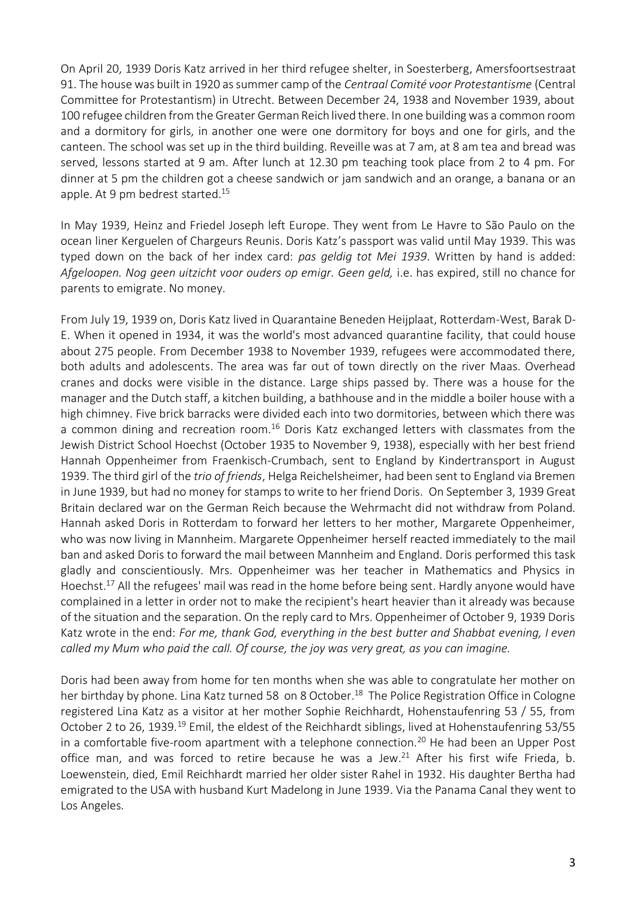On April 20, 1939 Doris Katz arrived in her third refugee shelter, in Soesterberg, Amersfoortsestraat 91. The house was built in 1920 as summer camp of the *Centraal Comité voor Protestantisme* (Central Committee for Protestantism) in Utrecht. Between December 24, 1938 and November 1939, about 100 refugee children from the Greater German Reich lived there. In one building was a common room and a dormitory for girls, in another one were one dormitory for boys and one for girls, and the canteen. The school was set up in the third building. Reveille was at 7 am, at 8 am tea and bread was served, lessons started at 9 am. After lunch at 12.30 pm teaching took place from 2 to 4 pm. For dinner at 5 pm the children got a cheese sandwich or jam sandwich and an orange, a banana or an apple. At 9 pm bedrest started.[15]

In May 1939, Heinz and Friedel Joseph left Europe. They went from Le Havre to São Paulo on the ocean liner Kerguelen of Chargeurs Reunis. Doris Katz's passport was valid until May 1939. This was typed down on the back of her index card: *pas geldig tot Mei 1939*. Written by hand is added: *Afgeloopen. Nog geen uitzicht voor ouders op emigr. Geen geld,* i.e. has expired, still no chance for parents to emigrate. No money.

From July 19, 1939 on, Doris Katz lived in Quarantaine Beneden Heijplaat, Rotterdam-West, Barak D-E. When it opened in 1934, it was the world's most advanced quarantine facility, that could house about 275 people. From December 1938 to November 1939, refugees were accommodated there, both adults and adolescents. The area was far out of town directly on the river Maas. Overhead cranes and docks were visible in the distance. Large ships passed by. There was a house for the manager and the Dutch staff, a kitchen building, a bathhouse and in the middle a boiler house with a high chimney. Five brick barracks were divided each into two dormitories, between which there was a common dining and recreation room.[16] Doris Katz exchanged letters with classmates from the Jewish District School Hoechst (October 1935 to November 9, 1938), especially with her best friend Hannah Oppenheimer from Fraenkisch-Crumbach, sent to England by Kindertransport in August 1939. The third girl of the *trio of friends*, Helga Reichelsheimer, had been sent to England via Bremen in June 1939, but had no money for stamps to write to her friend Doris. On September 3, 1939 Great Britain declared war on the German Reich because the Wehrmacht did not withdraw from Poland. Hannah asked Doris in Rotterdam to forward her letters to her mother, Margarete Oppenheimer, who was now living in Mannheim. Margarete Oppenheimer herself reacted immediately to the mail ban and asked Doris to forward the mail between Mannheim and England. Doris performed this task gladly and conscientiously. Mrs. Oppenheimer was her teacher in Mathematics and Physics in Hoechst.[17] All the refugees' mail was read in the home before being sent. Hardly anyone would have complained in a letter in order not to make the recipient's heart heavier than it already was because of the situation and the separation. On the reply card to Mrs. Oppenheimer of October 9, 1939 Doris Katz wrote in the end: *For me, thank God, everything in the best butter and Shabbat evening, I even called my Mum who paid the call. Of course, the joy was very great, as you can imagine.*

Doris had been away from home for ten months when she was able to congratulate her mother on her birthday by phone. Lina Katz turned 58 on 8 October.[18] The Police Registration Office in Cologne registered Lina Katz as a visitor at her mother Sophie Reichhardt, Hohenstaufenring 53 / 55, from October 2 to 26, 1939.[19] Emil, the eldest of the Reichhardt siblings, lived at Hohenstaufenring 53/55 in a comfortable five-room apartment with a telephone connection.[20] He had been an Upper Post office man, and was forced to retire because he was a Jew.[21] After his first wife Frieda, b. Loewenstein, died, Emil Reichhardt married her older sister Rahel in 1932. His daughter Bertha had emigrated to the USA with husband Kurt Madelong in June 1939. Via the Panama Canal they went to Los Angeles.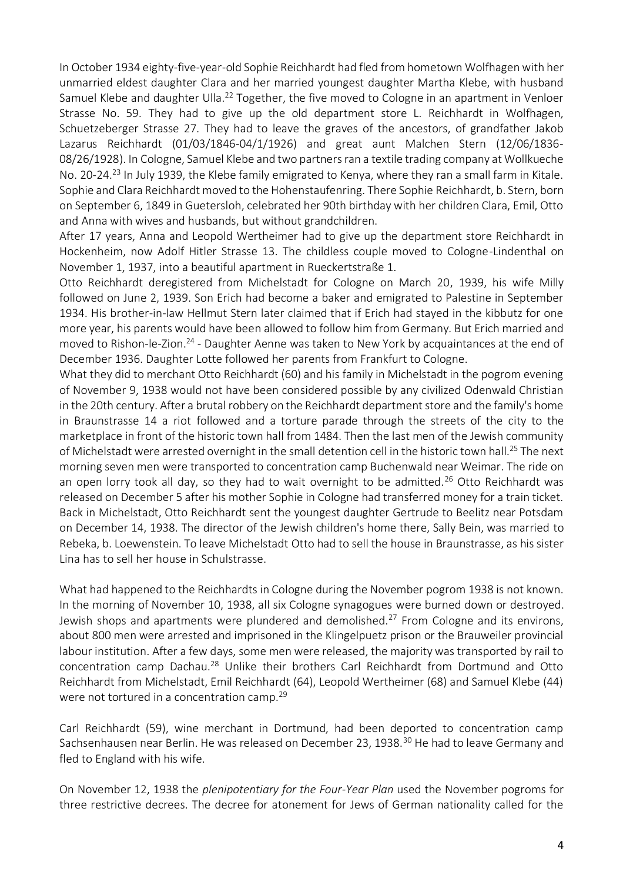In October 1934 eighty-five-year-old Sophie Reichhardt had fled from hometown Wolfhagen with her unmarried eldest daughter Clara and her married youngest daughter Martha Klebe, with husband Samuel Klebe and daughter Ulla.[22] Together, the five moved to Cologne in an apartment in Venloer Strasse No. 59. They had to give up the old department store L. Reichhardt in Wolfhagen, Schuetzeberger Strasse 27. They had to leave the graves of the ancestors, of grandfather Jakob Lazarus Reichhardt (01/03/1846-04/1/1926) and great aunt Malchen Stern (12/06/1836-08/26/1928). In Cologne, Samuel Klebe and two partners ran a textile trading company at Wollkueche No. 20-24.[23] In July 1939, the Klebe family emigrated to Kenya, where they ran a small farm in Kitale. Sophie and Clara Reichhardt moved to the Hohenstaufenring. There Sophie Reichhardt, b. Stern, born on September 6, 1849 in Guetersloh, celebrated her 90th birthday with her children Clara, Emil, Otto and Anna with wives and husbands, but without grandchildren.

After 17 years, Anna and Leopold Wertheimer had to give up the department store Reichhardt in Hockenheim, now Adolf Hitler Strasse 13. The childless couple moved to Cologne-Lindenthal on November 1, 1937, into a beautiful apartment in Rueckertstraße 1.

Otto Reichhardt deregistered from Michelstadt for Cologne on March 20, 1939, his wife Milly followed on June 2, 1939. Son Erich had become a baker and emigrated to Palestine in September 1934. His brother-in-law Hellmut Stern later claimed that if Erich had stayed in the kibbutz for one more year, his parents would have been allowed to follow him from Germany. But Erich married and moved to Rishon-le-Zion.[24] - Daughter Aenne was taken to New York by acquaintances at the end of December 1936. Daughter Lotte followed her parents from Frankfurt to Cologne.

What they did to merchant Otto Reichhardt (60) and his family in Michelstadt in the pogrom evening of November 9, 1938 would not have been considered possible by any civilized Odenwald Christian in the 20th century. After a brutal robbery on the Reichhardt department store and the family's home in Braunstrasse 14 a riot followed and a torture parade through the streets of the city to the marketplace in front of the historic town hall from 1484. Then the last men of the Jewish community of Michelstadt were arrested overnight in the small detention cell in the historic town hall.[25] The next morning seven men were transported to concentration camp Buchenwald near Weimar. The ride on an open lorry took all day, so they had to wait overnight to be admitted.[26] Otto Reichhardt was released on December 5 after his mother Sophie in Cologne had transferred money for a train ticket. Back in Michelstadt, Otto Reichhardt sent the youngest daughter Gertrude to Beelitz near Potsdam on December 14, 1938. The director of the Jewish children's home there, Sally Bein, was married to Rebeka, b. Loewenstein. To leave Michelstadt Otto had to sell the house in Braunstrasse, as his sister Lina has to sell her house in Schulstrasse.

What had happened to the Reichhardts in Cologne during the November pogrom 1938 is not known. In the morning of November 10, 1938, all six Cologne synagogues were burned down or destroyed. Jewish shops and apartments were plundered and demolished.[27] From Cologne and its environs, about 800 men were arrested and imprisoned in the Klingelpuetz prison or the Brauweiler provincial labour institution. After a few days, some men were released, the majority was transported by rail to concentration camp Dachau.[28] Unlike their brothers Carl Reichhardt from Dortmund and Otto Reichhardt from Michelstadt, Emil Reichhardt (64), Leopold Wertheimer (68) and Samuel Klebe (44) were not tortured in a concentration camp.[29]

Carl Reichhardt (59), wine merchant in Dortmund, had been deported to concentration camp Sachsenhausen near Berlin. He was released on December 23, 1938.[30] He had to leave Germany and fled to England with his wife.

On November 12, 1938 the *plenipotentiary for the Four-Year Plan* used the November pogroms for three restrictive decrees. The decree for atonement for Jews of German nationality called for the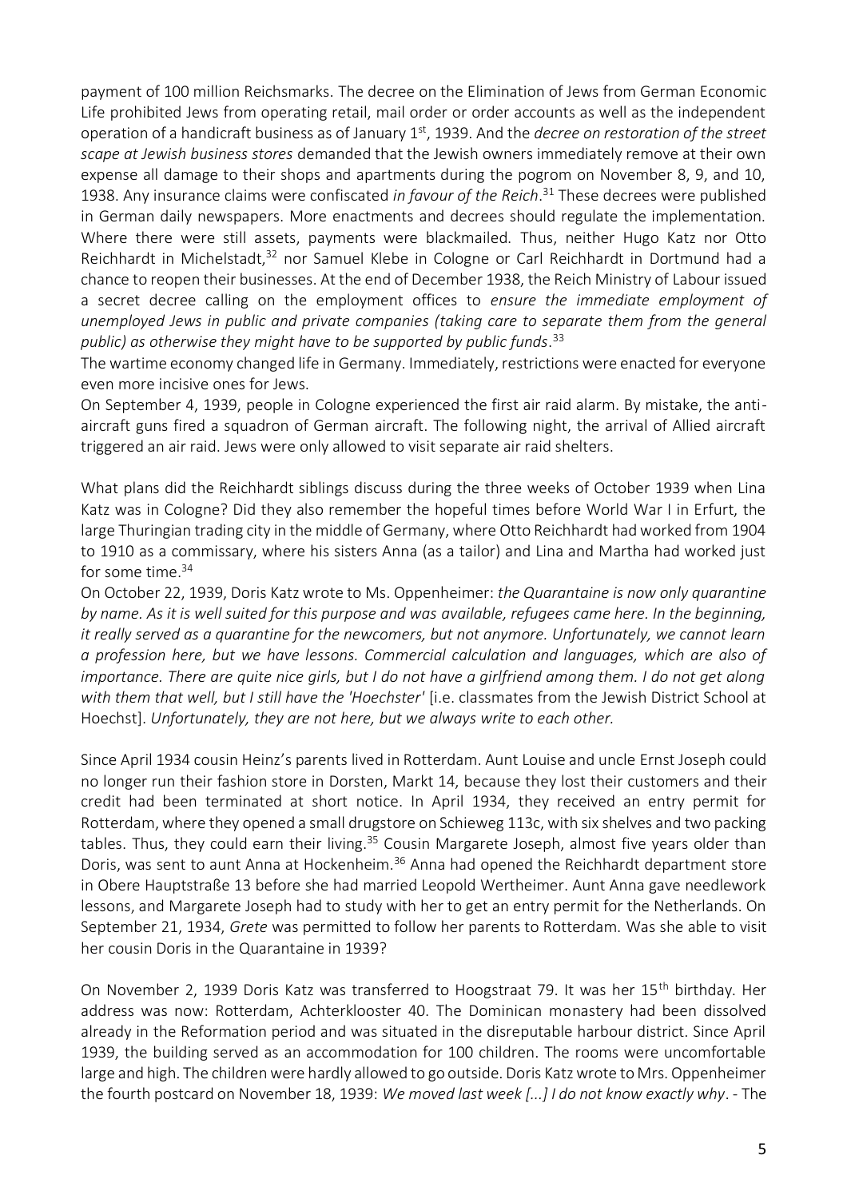payment of 100 million Reichsmarks. The decree on the Elimination of Jews from German Economic Life prohibited Jews from operating retail, mail order or order accounts as well as the independent operation of a handicraft business as of January 1st, 1939. And the *decree on restoration of the street scape at Jewish business stores* demanded that the Jewish owners immediately remove at their own expense all damage to their shops and apartments during the pogrom on November 8, 9, and 10, 1938. Any insurance claims were confiscated *in favour of the Reich*.[31] These decrees were published in German daily newspapers. More enactments and decrees should regulate the implementation. Where there were still assets, payments were blackmailed. Thus, neither Hugo Katz nor Otto Reichhardt in Michelstadt,[32] nor Samuel Klebe in Cologne or Carl Reichhardt in Dortmund had a chance to reopen their businesses. At the end of December 1938, the Reich Ministry of Labour issued a secret decree calling on the employment offices to *ensure the immediate employment of unemployed Jews in public and private companies (taking care to separate them from the general public) as otherwise they might have to be supported by public funds*.[33]

The wartime economy changed life in Germany. Immediately, restrictions were enacted for everyone even more incisive ones for Jews.

On September 4, 1939, people in Cologne experienced the first air raid alarm. By mistake, the anti-aircraft guns fired a squadron of German aircraft. The following night, the arrival of Allied aircraft triggered an air raid. Jews were only allowed to visit separate air raid shelters.

What plans did the Reichhardt siblings discuss during the three weeks of October 1939 when Lina Katz was in Cologne? Did they also remember the hopeful times before World War I in Erfurt, the large Thuringian trading city in the middle of Germany, where Otto Reichhardt had worked from 1904 to 1910 as a commissary, where his sisters Anna (as a tailor) and Lina and Martha had worked just for some time.[34]

On October 22, 1939, Doris Katz wrote to Ms. Oppenheimer: *the Quarantaine is now only quarantine by name. As it is well suited for this purpose and was available, refugees came here. In the beginning, it really served as a quarantine for the newcomers, but not anymore. Unfortunately, we cannot learn a profession here, but we have lessons. Commercial calculation and languages, which are also of importance. There are quite nice girls, but I do not have a girlfriend among them. I do not get along with them that well, but I still have the 'Hoechster'* [i.e. classmates from the Jewish District School at Hoechst]. *Unfortunately, they are not here, but we always write to each other.*

Since April 1934 cousin Heinz's parents lived in Rotterdam. Aunt Louise and uncle Ernst Joseph could no longer run their fashion store in Dorsten, Markt 14, because they lost their customers and their credit had been terminated at short notice. In April 1934, they received an entry permit for Rotterdam, where they opened a small drugstore on Schieweg 113c, with six shelves and two packing tables. Thus, they could earn their living.[35] Cousin Margarete Joseph, almost five years older than Doris, was sent to aunt Anna at Hockenheim.[36] Anna had opened the Reichhardt department store in Obere Hauptstraße 13 before she had married Leopold Wertheimer. Aunt Anna gave needlework lessons, and Margarete Joseph had to study with her to get an entry permit for the Netherlands. On September 21, 1934, *Grete* was permitted to follow her parents to Rotterdam. Was she able to visit her cousin Doris in the Quarantaine in 1939?

On November 2, 1939 Doris Katz was transferred to Hoogstraat 79. It was her 15th birthday. Her address was now: Rotterdam, Achterklooster 40. The Dominican monastery had been dissolved already in the Reformation period and was situated in the disreputable harbour district. Since April 1939, the building served as an accommodation for 100 children. The rooms were uncomfortable large and high. The children were hardly allowed to go outside. Doris Katz wrote to Mrs. Oppenheimer the fourth postcard on November 18, 1939: *We moved last week [...] I do not know exactly why*. - The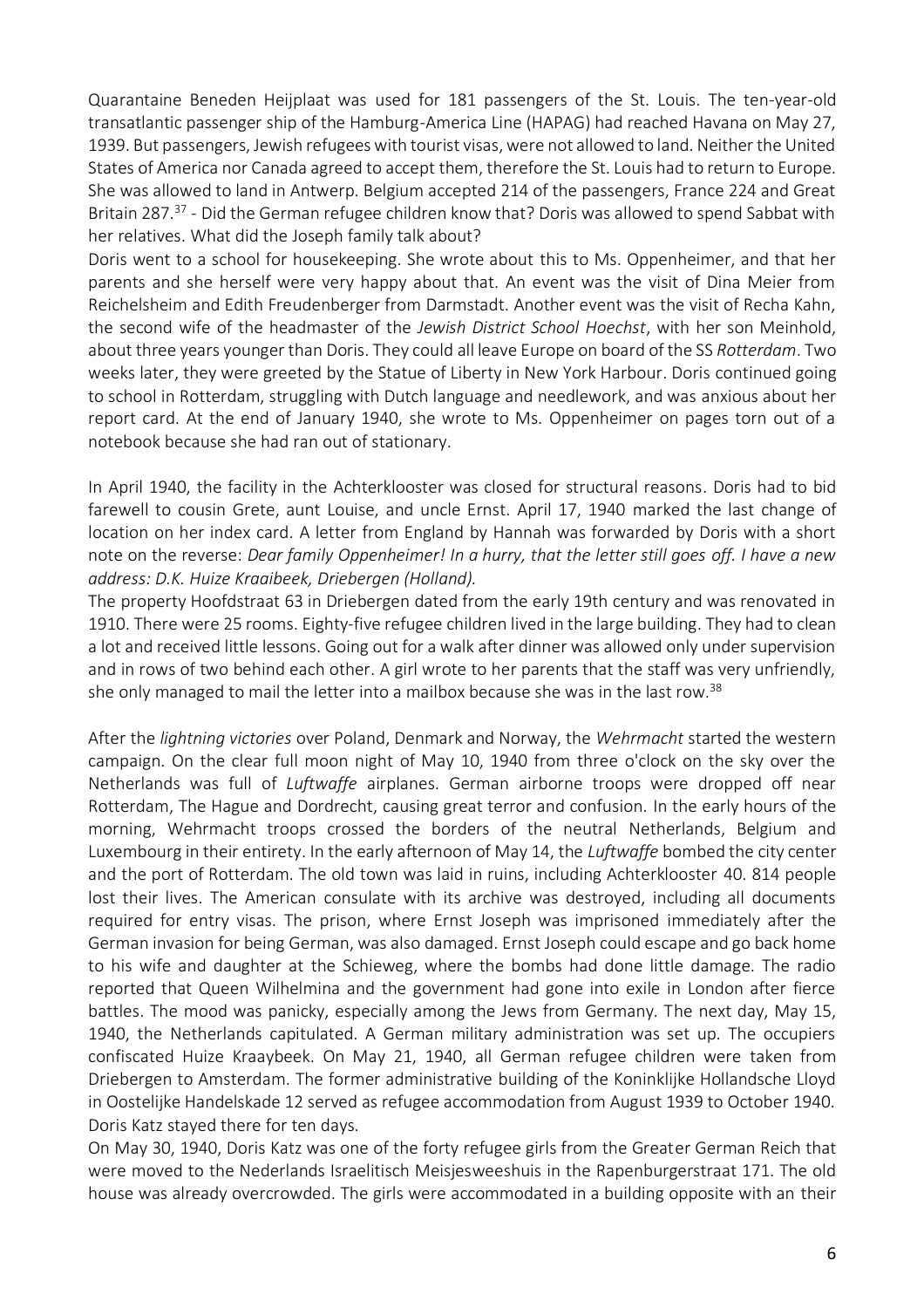Quarantaine Beneden Heijplaat was used for 181 passengers of the St. Louis. The ten-year-old transatlantic passenger ship of the Hamburg-America Line (HAPAG) had reached Havana on May 27, 1939. But passengers, Jewish refugees with tourist visas, were not allowed to land. Neither the United States of America nor Canada agreed to accept them, therefore the St. Louis had to return to Europe. She was allowed to land in Antwerp. Belgium accepted 214 of the passengers, France 224 and Great Britain 287.[37] - Did the German refugee children know that? Doris was allowed to spend Sabbat with her relatives. What did the Joseph family talk about?

Doris went to a school for housekeeping. She wrote about this to Ms. Oppenheimer, and that her parents and she herself were very happy about that. An event was the visit of Dina Meier from Reichelsheim and Edith Freudenberger from Darmstadt. Another event was the visit of Recha Kahn, the second wife of the headmaster of the *Jewish District School Hoechst*, with her son Meinhold, about three years younger than Doris. They could all leave Europe on board of the SS *Rotterdam*. Two weeks later, they were greeted by the Statue of Liberty in New York Harbour. Doris continued going to school in Rotterdam, struggling with Dutch language and needlework, and was anxious about her report card. At the end of January 1940, she wrote to Ms. Oppenheimer on pages torn out of a notebook because she had ran out of stationary.

In April 1940, the facility in the Achterklooster was closed for structural reasons. Doris had to bid farewell to cousin Grete, aunt Louise, and uncle Ernst. April 17, 1940 marked the last change of location on her index card. A letter from England by Hannah was forwarded by Doris with a short note on the reverse: *Dear family Oppenheimer! In a hurry, that the letter still goes off. I have a new address: D.K. Huize Kraaibeek, Driebergen (Holland).*

The property Hoofdstraat 63 in Driebergen dated from the early 19th century and was renovated in 1910. There were 25 rooms. Eighty-five refugee children lived in the large building. They had to clean a lot and received little lessons. Going out for a walk after dinner was allowed only under supervision and in rows of two behind each other. A girl wrote to her parents that the staff was very unfriendly, she only managed to mail the letter into a mailbox because she was in the last row.[38]

After the *lightning victories* over Poland, Denmark and Norway, the *Wehrmacht* started the western campaign. On the clear full moon night of May 10, 1940 from three o'clock on the sky over the Netherlands was full of *Luftwaffe* airplanes. German airborne troops were dropped off near Rotterdam, The Hague and Dordrecht, causing great terror and confusion. In the early hours of the morning, Wehrmacht troops crossed the borders of the neutral Netherlands, Belgium and Luxembourg in their entirety. In the early afternoon of May 14, the *Luftwaffe* bombed the city center and the port of Rotterdam. The old town was laid in ruins, including Achterklooster 40. 814 people lost their lives. The American consulate with its archive was destroyed, including all documents required for entry visas. The prison, where Ernst Joseph was imprisoned immediately after the German invasion for being German, was also damaged. Ernst Joseph could escape and go back home to his wife and daughter at the Schieweg, where the bombs had done little damage. The radio reported that Queen Wilhelmina and the government had gone into exile in London after fierce battles. The mood was panicky, especially among the Jews from Germany. The next day, May 15, 1940, the Netherlands capitulated. A German military administration was set up. The occupiers confiscated Huize Kraaybeek. On May 21, 1940, all German refugee children were taken from Driebergen to Amsterdam. The former administrative building of the Koninklijke Hollandsche Lloyd in Oostelijke Handelskade 12 served as refugee accommodation from August 1939 to October 1940. Doris Katz stayed there for ten days.

On May 30, 1940, Doris Katz was one of the forty refugee girls from the Greater German Reich that were moved to the Nederlands Israelitisch Meisjesweeshuis in the Rapenburgerstraat 171. The old house was already overcrowded. The girls were accommodated in a building opposite with an their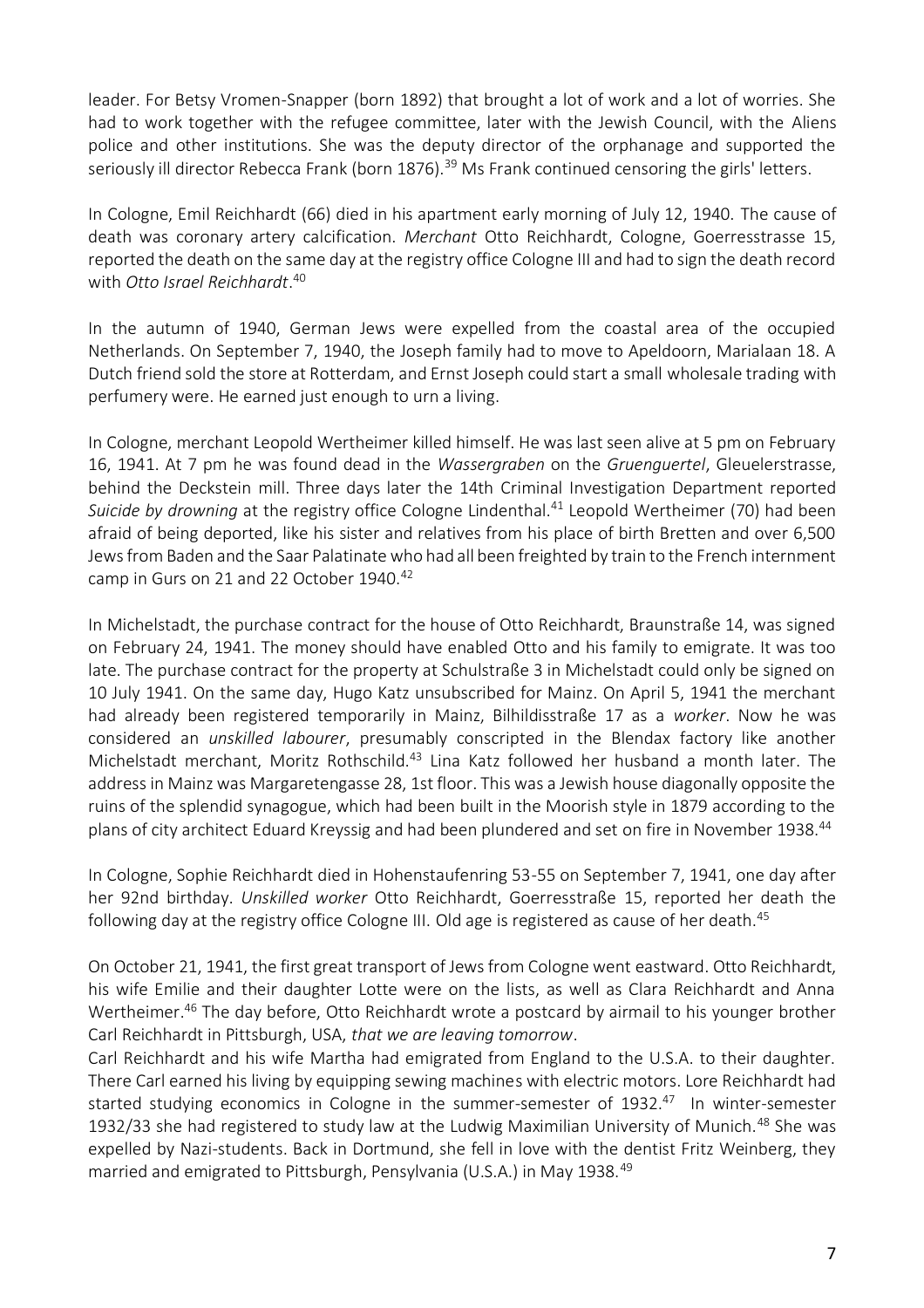leader. For Betsy Vromen-Snapper (born 1892) that brought a lot of work and a lot of worries. She had to work together with the refugee committee, later with the Jewish Council, with the Aliens police and other institutions. She was the deputy director of the orphanage and supported the seriously ill director Rebecca Frank (born 1876).[39] Ms Frank continued censoring the girls' letters.

In Cologne, Emil Reichhardt (66) died in his apartment early morning of July 12, 1940. The cause of death was coronary artery calcification. *Merchant* Otto Reichhardt, Cologne, Goerresstrasse 15, reported the death on the same day at the registry office Cologne III and had to sign the death record with *Otto Israel Reichhardt*.[40]

In the autumn of 1940, German Jews were expelled from the coastal area of the occupied Netherlands. On September 7, 1940, the Joseph family had to move to Apeldoorn, Marialaan 18. A Dutch friend sold the store at Rotterdam, and Ernst Joseph could start a small wholesale trading with perfumery were. He earned just enough to urn a living.

In Cologne, merchant Leopold Wertheimer killed himself. He was last seen alive at 5 pm on February 16, 1941. At 7 pm he was found dead in the *Wassergraben* on the *Gruenguertel*, Gleuelerstrasse, behind the Deckstein mill. Three days later the 14th Criminal Investigation Department reported *Suicide by drowning* at the registry office Cologne Lindenthal.[41] Leopold Wertheimer (70) had been afraid of being deported, like his sister and relatives from his place of birth Bretten and over 6,500 Jews from Baden and the Saar Palatinate who had all been freighted by train to the French internment camp in Gurs on 21 and 22 October 1940.[42]

In Michelstadt, the purchase contract for the house of Otto Reichhardt, Braunstraße 14, was signed on February 24, 1941. The money should have enabled Otto and his family to emigrate. It was too late. The purchase contract for the property at Schulstraße 3 in Michelstadt could only be signed on 10 July 1941. On the same day, Hugo Katz unsubscribed for Mainz. On April 5, 1941 the merchant had already been registered temporarily in Mainz, Bilhildisstraße 17 as a *worker*. Now he was considered an *unskilled labourer*, presumably conscripted in the Blendax factory like another Michelstadt merchant, Moritz Rothschild.[43] Lina Katz followed her husband a month later. The address in Mainz was Margaretengasse 28, 1st floor. This was a Jewish house diagonally opposite the ruins of the splendid synagogue, which had been built in the Moorish style in 1879 according to the plans of city architect Eduard Kreyssig and had been plundered and set on fire in November 1938.[44]

In Cologne, Sophie Reichhardt died in Hohenstaufenring 53-55 on September 7, 1941, one day after her 92nd birthday. *Unskilled worker* Otto Reichhardt, Goerresstraße 15, reported her death the following day at the registry office Cologne III. Old age is registered as cause of her death.[45]

On October 21, 1941, the first great transport of Jews from Cologne went eastward. Otto Reichhardt, his wife Emilie and their daughter Lotte were on the lists, as well as Clara Reichhardt and Anna Wertheimer.[46] The day before, Otto Reichhardt wrote a postcard by airmail to his younger brother Carl Reichhardt in Pittsburgh, USA, *that we are leaving tomorrow*.

Carl Reichhardt and his wife Martha had emigrated from England to the U.S.A. to their daughter. There Carl earned his living by equipping sewing machines with electric motors. Lore Reichhardt had started studying economics in Cologne in the summer-semester of 1932.[47] In winter-semester 1932/33 she had registered to study law at the Ludwig Maximilian University of Munich.[48] She was expelled by Nazi-students. Back in Dortmund, she fell in love with the dentist Fritz Weinberg, they married and emigrated to Pittsburgh, Pensylvania (U.S.A.) in May 1938.[49]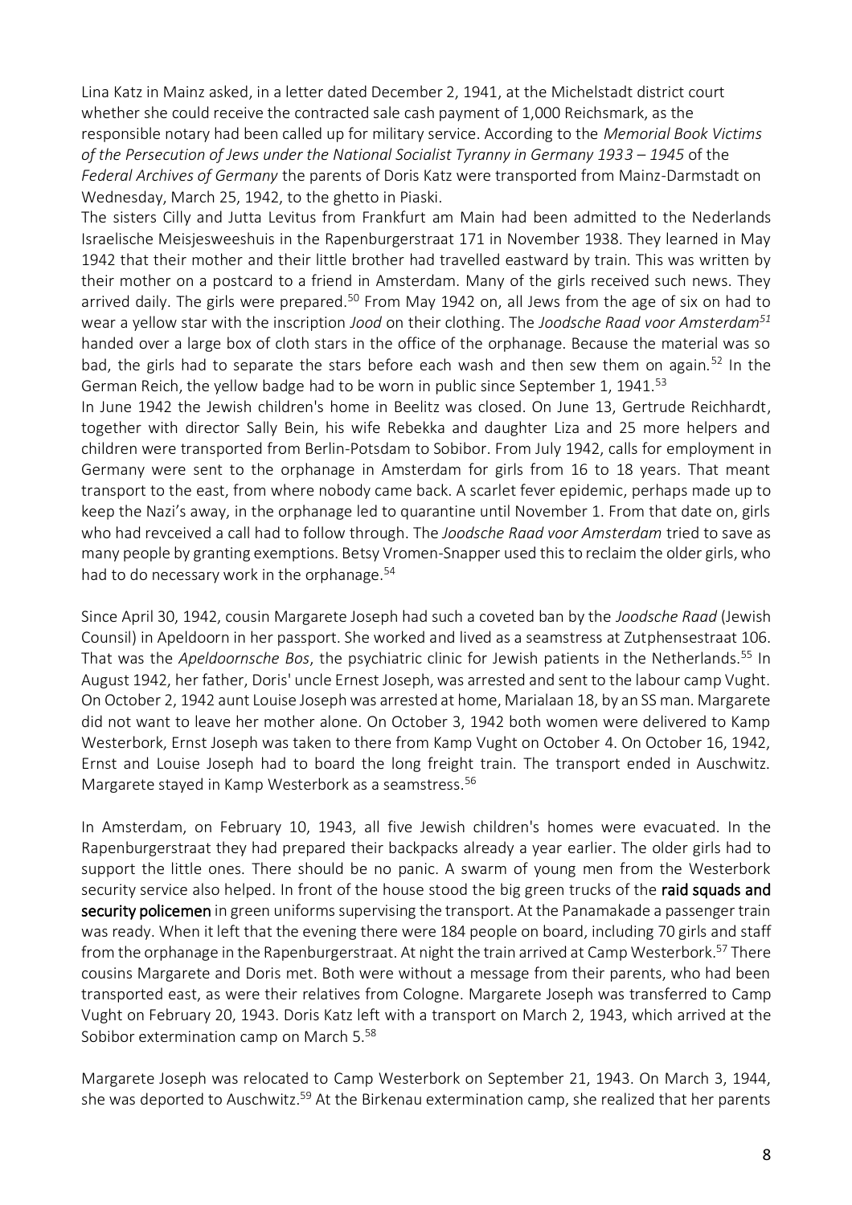Lina Katz in Mainz asked, in a letter dated December 2, 1941, at the Michelstadt district court whether she could receive the contracted sale cash payment of 1,000 Reichsmark, as the responsible notary had been called up for military service. According to the *Memorial Book Victims of the Persecution of Jews under the National Socialist Tyranny in Germany 1933 – 1945* of the *Federal Archives of Germany* the parents of Doris Katz were transported from Mainz-Darmstadt on Wednesday, March 25, 1942, to the ghetto in Piaski.

The sisters Cilly and Jutta Levitus from Frankfurt am Main had been admitted to the Nederlands Israelische Meisjesweeshuis in the Rapenburgerstraat 171 in November 1938. They learned in May 1942 that their mother and their little brother had travelled eastward by train. This was written by their mother on a postcard to a friend in Amsterdam. Many of the girls received such news. They arrived daily. The girls were prepared.[50] From May 1942 on, all Jews from the age of six on had to wear a yellow star with the inscription *Jood* on their clothing. The *Joodsche Raad voor Amsterdam*[51] handed over a large box of cloth stars in the office of the orphanage. Because the material was so bad, the girls had to separate the stars before each wash and then sew them on again.[52] In the German Reich, the yellow badge had to be worn in public since September 1, 1941.[53]

In June 1942 the Jewish children's home in Beelitz was closed. On June 13, Gertrude Reichhardt, together with director Sally Bein, his wife Rebekka and daughter Liza and 25 more helpers and children were transported from Berlin-Potsdam to Sobibor. From July 1942, calls for employment in Germany were sent to the orphanage in Amsterdam for girls from 16 to 18 years. That meant transport to the east, from where nobody came back. A scarlet fever epidemic, perhaps made up to keep the Nazi's away, in the orphanage led to quarantine until November 1. From that date on, girls who had revceived a call had to follow through. The *Joodsche Raad voor Amsterdam* tried to save as many people by granting exemptions. Betsy Vromen-Snapper used this to reclaim the older girls, who had to do necessary work in the orphanage.[54]

Since April 30, 1942, cousin Margarete Joseph had such a coveted ban by the *Joodsche Raad* (Jewish Counsil) in Apeldoorn in her passport. She worked and lived as a seamstress at Zutphensestraat 106. That was the *Apeldoornsche Bos*, the psychiatric clinic for Jewish patients in the Netherlands.[55] In August 1942, her father, Doris' uncle Ernest Joseph, was arrested and sent to the labour camp Vught. On October 2, 1942 aunt Louise Joseph was arrested at home, Marialaan 18, by an SS man. Margarete did not want to leave her mother alone. On October 3, 1942 both women were delivered to Kamp Westerbork, Ernst Joseph was taken to there from Kamp Vught on October 4. On October 16, 1942, Ernst and Louise Joseph had to board the long freight train. The transport ended in Auschwitz. Margarete stayed in Kamp Westerbork as a seamstress.[56]

In Amsterdam, on February 10, 1943, all five Jewish children's homes were evacuated. In the Rapenburgerstraat they had prepared their backpacks already a year earlier. The older girls had to support the little ones. There should be no panic. A swarm of young men from the Westerbork security service also helped. In front of the house stood the big green trucks of the **raid squads and security policemen** in green uniforms supervising the transport. At the Panamakade a passenger train was ready. When it left that the evening there were 184 people on board, including 70 girls and staff from the orphanage in the Rapenburgerstraat. At night the train arrived at Camp Westerbork.[57] There cousins Margarete and Doris met. Both were without a message from their parents, who had been transported east, as were their relatives from Cologne. Margarete Joseph was transferred to Camp Vught on February 20, 1943. Doris Katz left with a transport on March 2, 1943, which arrived at the Sobibor extermination camp on March 5.[58]

Margarete Joseph was relocated to Camp Westerbork on September 21, 1943. On March 3, 1944, she was deported to Auschwitz.[59] At the Birkenau extermination camp, she realized that her parents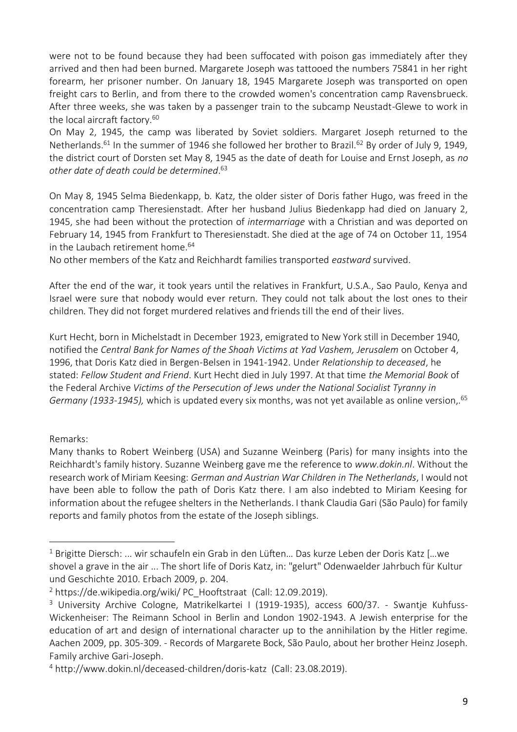were not to be found because they had been suffocated with poison gas immediately after they arrived and then had been burned. Margarete Joseph was tattooed the numbers 75841 in her right forearm, her prisoner number. On January 18, 1945 Margarete Joseph was transported on open freight cars to Berlin, and from there to the crowded women's concentration camp Ravensbrueck. After three weeks, she was taken by a passenger train to the subcamp Neustadt-Glewe to work in the local aircraft factory.[60]

On May 2, 1945, the camp was liberated by Soviet soldiers. Margaret Joseph returned to the Netherlands.[61] In the summer of 1946 she followed her brother to Brazil.[62] By order of July 9, 1949, the district court of Dorsten set May 8, 1945 as the date of death for Louise and Ernst Joseph, as *no other date of death could be determined*.[63]

On May 8, 1945 Selma Biedenkapp, b. Katz, the older sister of Doris father Hugo, was freed in the concentration camp Theresienstadt. After her husband Julius Biedenkapp had died on January 2, 1945, she had been without the protection of *intermarriage* with a Christian and was deported on February 14, 1945 from Frankfurt to Theresienstadt. She died at the age of 74 on October 11, 1954 in the Laubach retirement home.[64]

No other members of the Katz and Reichhardt families transported *eastward* survived.

After the end of the war, it took years until the relatives in Frankfurt, U.S.A., Sao Paulo, Kenya and Israel were sure that nobody would ever return. They could not talk about the lost ones to their children. They did not forget murdered relatives and friends till the end of their lives.

Kurt Hecht, born in Michelstadt in December 1923, emigrated to New York still in December 1940, notified the *Central Bank for Names of the Shoah Victims at Yad Vashem, Jerusalem* on October 4, 1996, that Doris Katz died in Bergen-Belsen in 1941-1942. Under *Relationship to deceased*, he stated: *Fellow Student and Friend*. Kurt Hecht died in July 1997. At that time *the Memorial Book* of the Federal Archive *Victims of the Persecution of Jews under the National Socialist Tyranny in Germany (1933-1945),* which is updated every six months, was not yet available as online version,.[65]

Remarks:
Many thanks to Robert Weinberg (USA) and Suzanne Weinberg (Paris) for many insights into the Reichhardt's family history. Suzanne Weinberg gave me the reference to *www.dokin.nl*. Without the research work of Miriam Keesing: *German and Austrian War Children in The Netherlands*, I would not have been able to follow the path of Doris Katz there. I am also indebted to Miriam Keesing for information about the refugee shelters in the Netherlands. I thank Claudia Gari (São Paulo) for family reports and family photos from the estate of the Joseph siblings.

---

[1] Brigitte Diersch: ... wir schaufeln ein Grab in den Lüften… Das kurze Leben der Doris Katz […we shovel a grave in the air ... The short life of Doris Katz, in: "gelurt" Odenwaelder Jahrbuch für Kultur und Geschichte 2010. Erbach 2009, p. 204.

[2] https://de.wikipedia.org/wiki/ PC_Hooftstraat (Call: 12.09.2019).

[3] University Archive Cologne, Matrikelkartei I (1919-1935), access 600/37. - Swantje Kuhfuss-Wickenheiser: The Reimann School in Berlin and London 1902-1943. A Jewish enterprise for the education of art and design of international character up to the annihilation by the Hitler regime. Aachen 2009, pp. 305-309. - Records of Margarete Bock, São Paulo, about her brother Heinz Joseph. Family archive Gari-Joseph.

[4] http://www.dokin.nl/deceased-children/doris-katz (Call: 23.08.2019).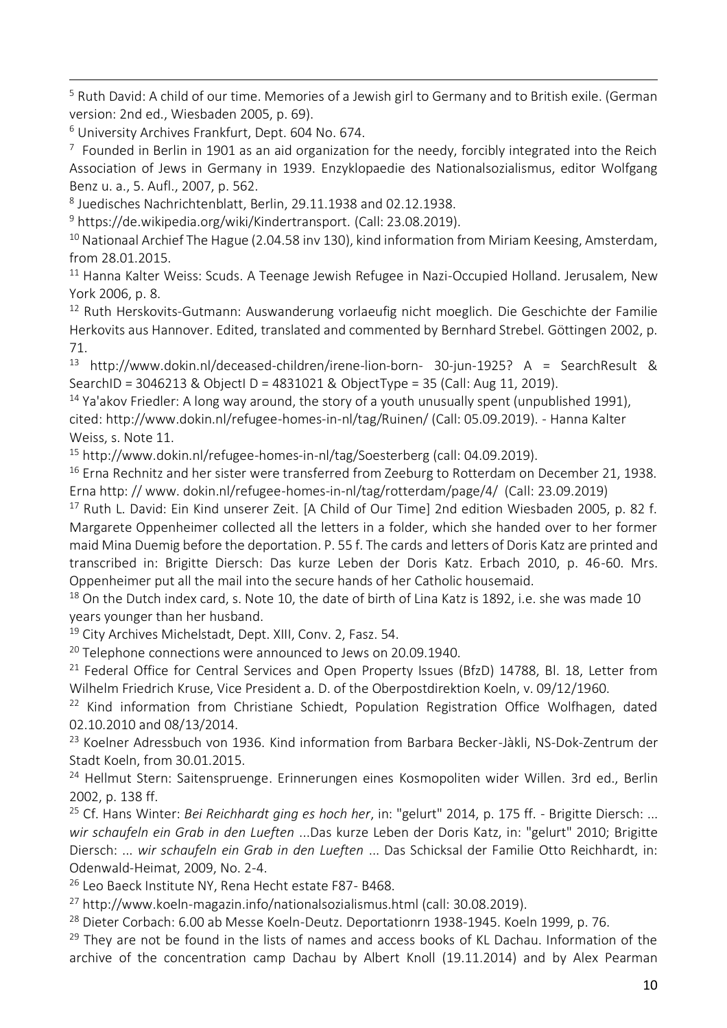[5] Ruth David: A child of our time. Memories of a Jewish girl to Germany and to British exile. (German version: 2nd ed., Wiesbaden 2005, p. 69).

[6] University Archives Frankfurt, Dept. 604 No. 674.

[7] Founded in Berlin in 1901 as an aid organization for the needy, forcibly integrated into the Reich Association of Jews in Germany in 1939. Enzyklopaedie des Nationalsozialismus, editor Wolfgang Benz u. a., 5. Aufl., 2007, p. 562.

[8] Juedisches Nachrichtenblatt, Berlin, 29.11.1938 and 02.12.1938.

[9] https://de.wikipedia.org/wiki/Kindertransport. (Call: 23.08.2019).

[10] Nationaal Archief The Hague (2.04.58 inv 130), kind information from Miriam Keesing, Amsterdam, from 28.01.2015.

[11] Hanna Kalter Weiss: Scuds. A Teenage Jewish Refugee in Nazi-Occupied Holland. Jerusalem, New York 2006, p. 8.

[12] Ruth Herskovits-Gutmann: Auswanderung vorlaeufig nicht moeglich. Die Geschichte der Familie Herkovits aus Hannover. Edited, translated and commented by Bernhard Strebel. Göttingen 2002, p. 71.

[13] http://www.dokin.nl/deceased-children/irene-lion-born- 30-jun-1925? A = SearchResult & SearchID = 3046213 & ObjectI D = 4831021 & ObjectType = 35 (Call: Aug 11, 2019).

[14] Ya'akov Friedler: A long way around, the story of a youth unusually spent (unpublished 1991), cited: http://www.dokin.nl/refugee-homes-in-nl/tag/Ruinen/ (Call: 05.09.2019). - Hanna Kalter Weiss, s. Note 11.

[15] http://www.dokin.nl/refugee-homes-in-nl/tag/Soesterberg (call: 04.09.2019).

[16] Erna Rechnitz and her sister were transferred from Zeeburg to Rotterdam on December 21, 1938. Erna http: // www. dokin.nl/refugee-homes-in-nl/tag/rotterdam/page/4/ (Call: 23.09.2019)

[17] Ruth L. David: Ein Kind unserer Zeit. [A Child of Our Time] 2nd edition Wiesbaden 2005, p. 82 f. Margarete Oppenheimer collected all the letters in a folder, which she handed over to her former maid Mina Duemig before the deportation. P. 55 f. The cards and letters of Doris Katz are printed and transcribed in: Brigitte Diersch: Das kurze Leben der Doris Katz. Erbach 2010, p. 46-60. Mrs. Oppenheimer put all the mail into the secure hands of her Catholic housemaid.

[18] On the Dutch index card, s. Note 10, the date of birth of Lina Katz is 1892, i.e. she was made 10 years younger than her husband.

[19] City Archives Michelstadt, Dept. XIII, Conv. 2, Fasz. 54.

[20] Telephone connections were announced to Jews on 20.09.1940.

[21] Federal Office for Central Services and Open Property Issues (BfzD) 14788, Bl. 18, Letter from Wilhelm Friedrich Kruse, Vice President a. D. of the Oberpostdirektion Koeln, v. 09/12/1960.

[22] Kind information from Christiane Schiedt, Population Registration Office Wolfhagen, dated 02.10.2010 and 08/13/2014.

[23] Koelner Adressbuch von 1936. Kind information from Barbara Becker-Jàkli, NS-Dok-Zentrum der Stadt Koeln, from 30.01.2015.

[24] Hellmut Stern: Saitenspruenge. Erinnerungen eines Kosmopoliten wider Willen. 3rd ed., Berlin 2002, p. 138 ff.

[25] Cf. Hans Winter: *Bei Reichhardt ging es hoch her*, in: "gelurt" 2014, p. 175 ff. - Brigitte Diersch: ... *wir schaufeln ein Grab in den Lueften* ...Das kurze Leben der Doris Katz, in: "gelurt" 2010; Brigitte Diersch: ... *wir schaufeln ein Grab in den Lueften* ... Das Schicksal der Familie Otto Reichhardt, in: Odenwald-Heimat, 2009, No. 2-4.

[26] Leo Baeck Institute NY, Rena Hecht estate F87- B468.

[27] http://www.koeln-magazin.info/nationalsozialismus.html (call: 30.08.2019).

[28] Dieter Corbach: 6.00 ab Messe Koeln-Deutz. Deportationrn 1938-1945. Koeln 1999, p. 76.

[29] They are not be found in the lists of names and access books of KL Dachau. Information of the archive of the concentration camp Dachau by Albert Knoll (19.11.2014) and by Alex Pearman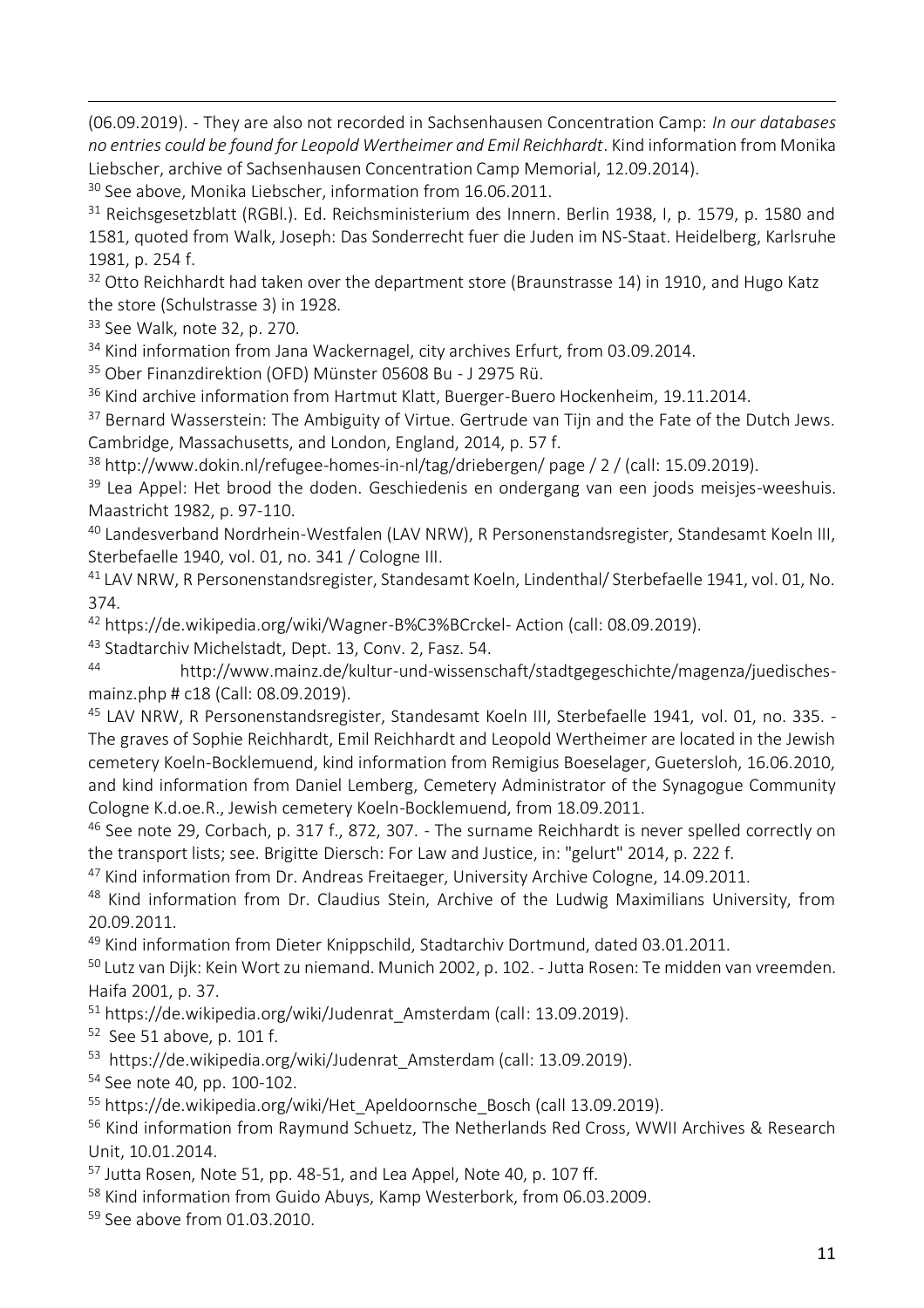(06.09.2019). - They are also not recorded in Sachsenhausen Concentration Camp: *In our databases no entries could be found for Leopold Wertheimer and Emil Reichhardt*. Kind information from Monika Liebscher, archive of Sachsenhausen Concentration Camp Memorial, 12.09.2014).

[30] See above, Monika Liebscher, information from 16.06.2011.

[31] Reichsgesetzblatt (RGBl.). Ed. Reichsministerium des Innern. Berlin 1938, I, p. 1579, p. 1580 and 1581, quoted from Walk, Joseph: Das Sonderrecht fuer die Juden im NS-Staat. Heidelberg, Karlsruhe 1981, p. 254 f.

[32] Otto Reichhardt had taken over the department store (Braunstrasse 14) in 1910, and Hugo Katz the store (Schulstrasse 3) in 1928.

[33] See Walk, note 32, p. 270.

[34] Kind information from Jana Wackernagel, city archives Erfurt, from 03.09.2014.

[35] Ober Finanzdirektion (OFD) Münster 05608 Bu - J 2975 Rü.

[36] Kind archive information from Hartmut Klatt, Buerger-Buero Hockenheim, 19.11.2014.

[37] Bernard Wasserstein: The Ambiguity of Virtue. Gertrude van Tijn and the Fate of the Dutch Jews. Cambridge, Massachusetts, and London, England, 2014, p. 57 f.

[38] http://www.dokin.nl/refugee-homes-in-nl/tag/driebergen/ page / 2 / (call: 15.09.2019).

[39] Lea Appel: Het brood the doden. Geschiedenis en ondergang van een joods meisjes-weeshuis. Maastricht 1982, p. 97-110.

[40] Landesverband Nordrhein-Westfalen (LAV NRW), R Personenstandsregister, Standesamt Koeln III, Sterbefaelle 1940, vol. 01, no. 341 / Cologne III.

[41] LAV NRW, R Personenstandsregister, Standesamt Koeln, Lindenthal/ Sterbefaelle 1941, vol. 01, No. 374.

[42] https://de.wikipedia.org/wiki/Wagner-B%C3%BCrckel- Action (call: 08.09.2019).

[43] Stadtarchiv Michelstadt, Dept. 13, Conv. 2, Fasz. 54.

[44] http://www.mainz.de/kultur-und-wissenschaft/stadtgegeschichte/magenza/juedisches-mainz.php # c18 (Call: 08.09.2019).

[45] LAV NRW, R Personenstandsregister, Standesamt Koeln III, Sterbefaelle 1941, vol. 01, no. 335. - The graves of Sophie Reichhardt, Emil Reichhardt and Leopold Wertheimer are located in the Jewish cemetery Koeln-Bocklemuend, kind information from Remigius Boeselager, Guetersloh, 16.06.2010, and kind information from Daniel Lemberg, Cemetery Administrator of the Synagogue Community Cologne K.d.oe.R., Jewish cemetery Koeln-Bocklemuend, from 18.09.2011.

[46] See note 29, Corbach, p. 317 f., 872, 307. - The surname Reichhardt is never spelled correctly on the transport lists; see. Brigitte Diersch: For Law and Justice, in: "gelurt" 2014, p. 222 f.

[47] Kind information from Dr. Andreas Freitaeger, University Archive Cologne, 14.09.2011.

[48] Kind information from Dr. Claudius Stein, Archive of the Ludwig Maximilians University, from 20.09.2011.

[49] Kind information from Dieter Knippschild, Stadtarchiv Dortmund, dated 03.01.2011.

[50] Lutz van Dijk: Kein Wort zu niemand. Munich 2002, p. 102. - Jutta Rosen: Te midden van vreemden. Haifa 2001, p. 37.

[51] https://de.wikipedia.org/wiki/Judenrat_Amsterdam (call: 13.09.2019).

[52] See 51 above, p. 101 f.

[53] https://de.wikipedia.org/wiki/Judenrat_Amsterdam (call: 13.09.2019).

[54] See note 40, pp. 100-102.

[55] https://de.wikipedia.org/wiki/Het_Apeldoornsche_Bosch (call 13.09.2019).

[56] Kind information from Raymund Schuetz, The Netherlands Red Cross, WWII Archives & Research Unit, 10.01.2014.

[57] Jutta Rosen, Note 51, pp. 48-51, and Lea Appel, Note 40, p. 107 ff.

[58] Kind information from Guido Abuys, Kamp Westerbork, from 06.03.2009.

[59] See above from 01.03.2010.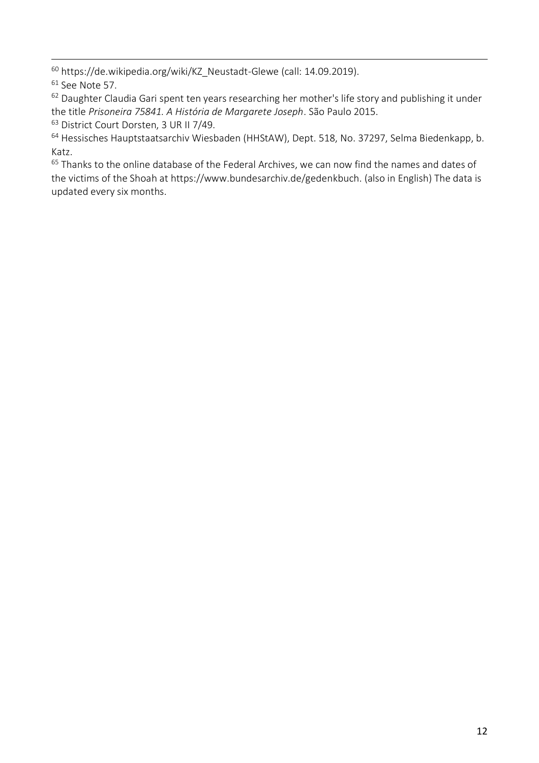[60] https://de.wikipedia.org/wiki/KZ_Neustadt-Glewe (call: 14.09.2019).

[61] See Note 57.

[62] Daughter Claudia Gari spent ten years researching her mother's life story and publishing it under the title *Prisoneira 75841. A História de Margarete Joseph*. São Paulo 2015.

[63] District Court Dorsten, 3 UR II 7/49.

[64] Hessisches Hauptstaatsarchiv Wiesbaden (HHStAW), Dept. 518, No. 37297, Selma Biedenkapp, b. Katz.

[65] Thanks to the online database of the Federal Archives, we can now find the names and dates of the victims of the Shoah at https://www.bundesarchiv.de/gedenkbuch. (also in English) The data is updated every six months.